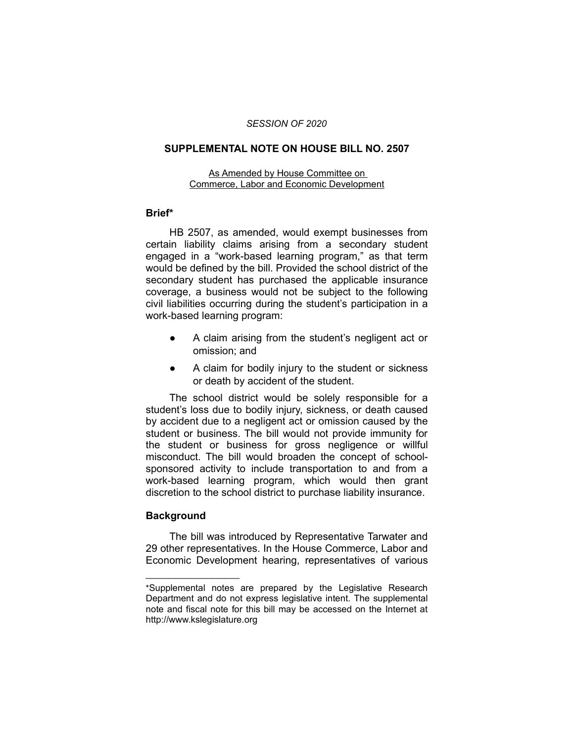*SESSION OF 2020*

# SUPPLEMENTAL NOTE ON HOUSE BILL NO. 2507

As Amended by House Committee on Commerce, Labor and Economic Development

## Brief*

HB 2507, as amended, would exempt businesses from certain liability claims arising from a secondary student engaged in a "work-based learning program," as that term would be defined by the bill. Provided the school district of the secondary student has purchased the applicable insurance coverage, a business would not be subject to the following civil liabilities occurring during the student's participation in a work-based learning program:

- A claim arising from the student's negligent act or omission; and
- A claim for bodily injury to the student or sickness or death by accident of the student.

The school district would be solely responsible for a student's loss due to bodily injury, sickness, or death caused by accident due to a negligent act or omission caused by the student or business. The bill would not provide immunity for the student or business for gross negligence or willful misconduct. The bill would broaden the concept of school-sponsored activity to include transportation to and from a work-based learning program, which would then grant discretion to the school district to purchase liability insurance.

## Background

The bill was introduced by Representative Tarwater and 29 other representatives. In the House Commerce, Labor and Economic Development hearing, representatives of various

---

*Supplemental notes are prepared by the Legislative Research Department and do not express legislative intent. The supplemental note and fiscal note for this bill may be accessed on the Internet at http://www.kslegislature.org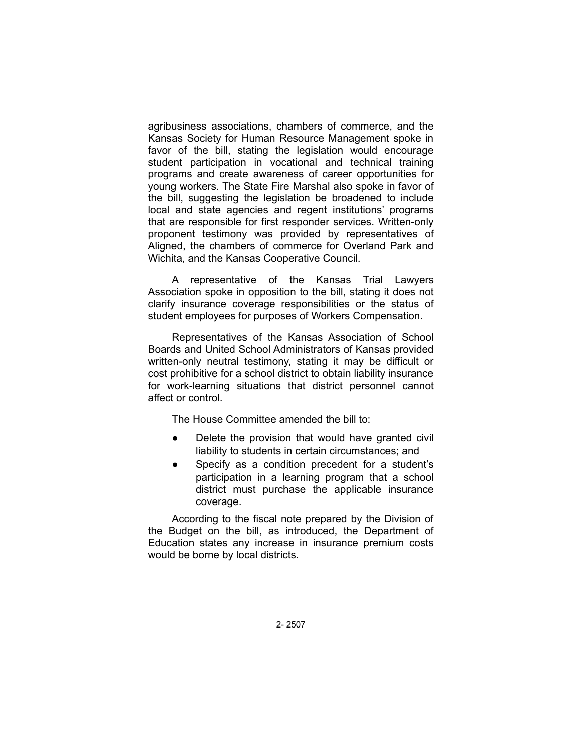agribusiness associations, chambers of commerce, and the Kansas Society for Human Resource Management spoke in favor of the bill, stating the legislation would encourage student participation in vocational and technical training programs and create awareness of career opportunities for young workers. The State Fire Marshal also spoke in favor of the bill, suggesting the legislation be broadened to include local and state agencies and regent institutions' programs that are responsible for first responder services. Written-only proponent testimony was provided by representatives of Aligned, the chambers of commerce for Overland Park and Wichita, and the Kansas Cooperative Council.

A representative of the Kansas Trial Lawyers Association spoke in opposition to the bill, stating it does not clarify insurance coverage responsibilities or the status of student employees for purposes of Workers Compensation.

Representatives of the Kansas Association of School Boards and United School Administrators of Kansas provided written-only neutral testimony, stating it may be difficult or cost prohibitive for a school district to obtain liability insurance for work-learning situations that district personnel cannot affect or control.

The House Committee amended the bill to:

- Delete the provision that would have granted civil liability to students in certain circumstances; and
- Specify as a condition precedent for a student's participation in a learning program that a school district must purchase the applicable insurance coverage.

According to the fiscal note prepared by the Division of the Budget on the bill, as introduced, the Department of Education states any increase in insurance premium costs would be borne by local districts.